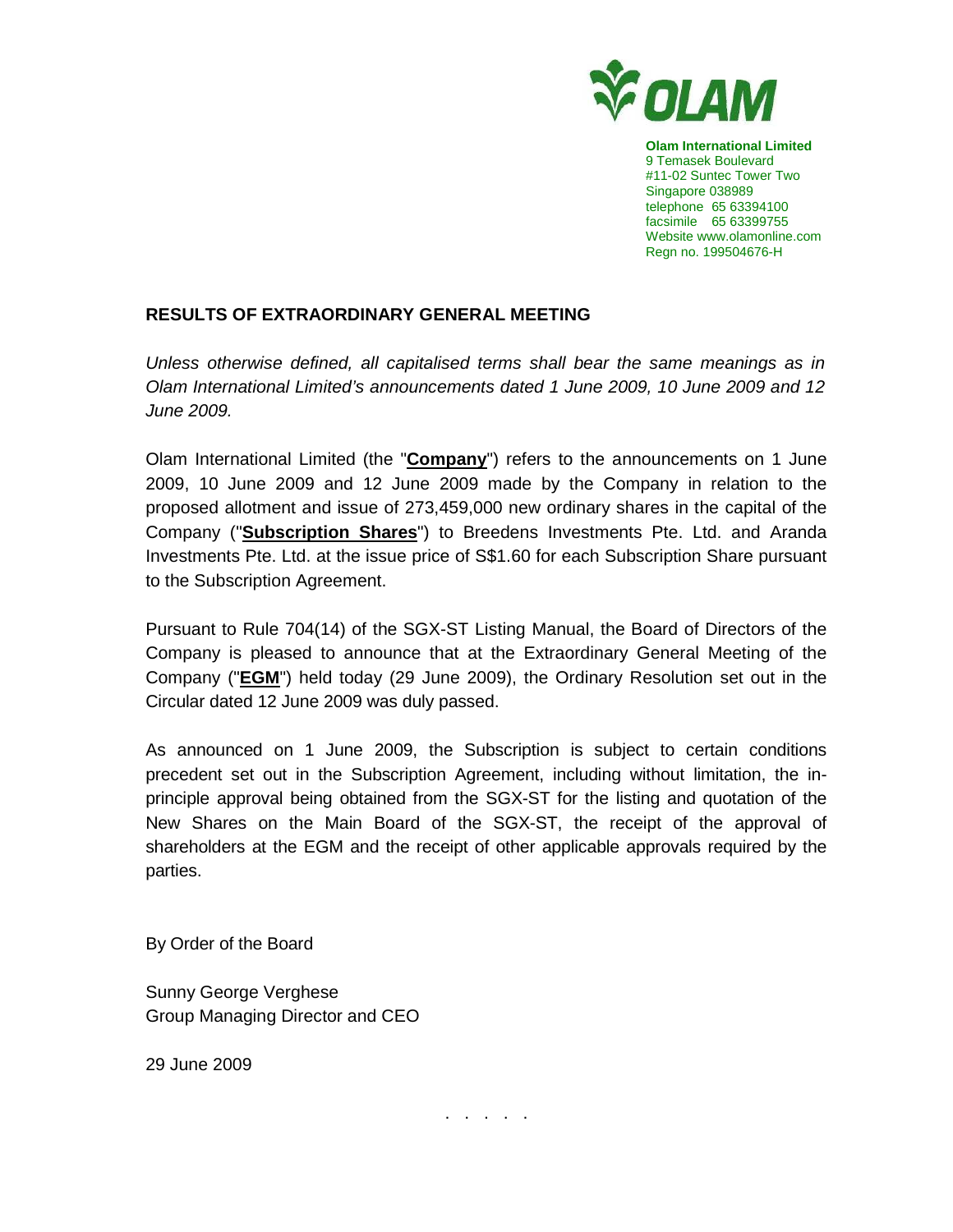**Olam International Limited**
9 Temasek Boulevard
#11-02 Suntec Tower Two
Singapore 038989
telephone 65 63394100
facsimile 65 63399755
Website www.olamonline.com
Regn no. 199504676-H

## RESULTS OF EXTRAORDINARY GENERAL MEETING

*Unless otherwise defined, all capitalised terms shall bear the same meanings as in Olam International Limited's announcements dated 1 June 2009, 10 June 2009 and 12 June 2009.*

Olam International Limited (the "**Company**") refers to the announcements on 1 June 2009, 10 June 2009 and 12 June 2009 made by the Company in relation to the proposed allotment and issue of 273,459,000 new ordinary shares in the capital of the Company ("**Subscription Shares**") to Breedens Investments Pte. Ltd. and Aranda Investments Pte. Ltd. at the issue price of S$1.60 for each Subscription Share pursuant to the Subscription Agreement.

Pursuant to Rule 704(14) of the SGX-ST Listing Manual, the Board of Directors of the Company is pleased to announce that at the Extraordinary General Meeting of the Company ("**EGM**") held today (29 June 2009), the Ordinary Resolution set out in the Circular dated 12 June 2009 was duly passed.

As announced on 1 June 2009, the Subscription is subject to certain conditions precedent set out in the Subscription Agreement, including without limitation, the in-principle approval being obtained from the SGX-ST for the listing and quotation of the New Shares on the Main Board of the SGX-ST, the receipt of the approval of shareholders at the EGM and the receipt of other applicable approvals required by the parties.

By Order of the Board

Sunny George Verghese
Group Managing Director and CEO

29 June 2009

. . . . .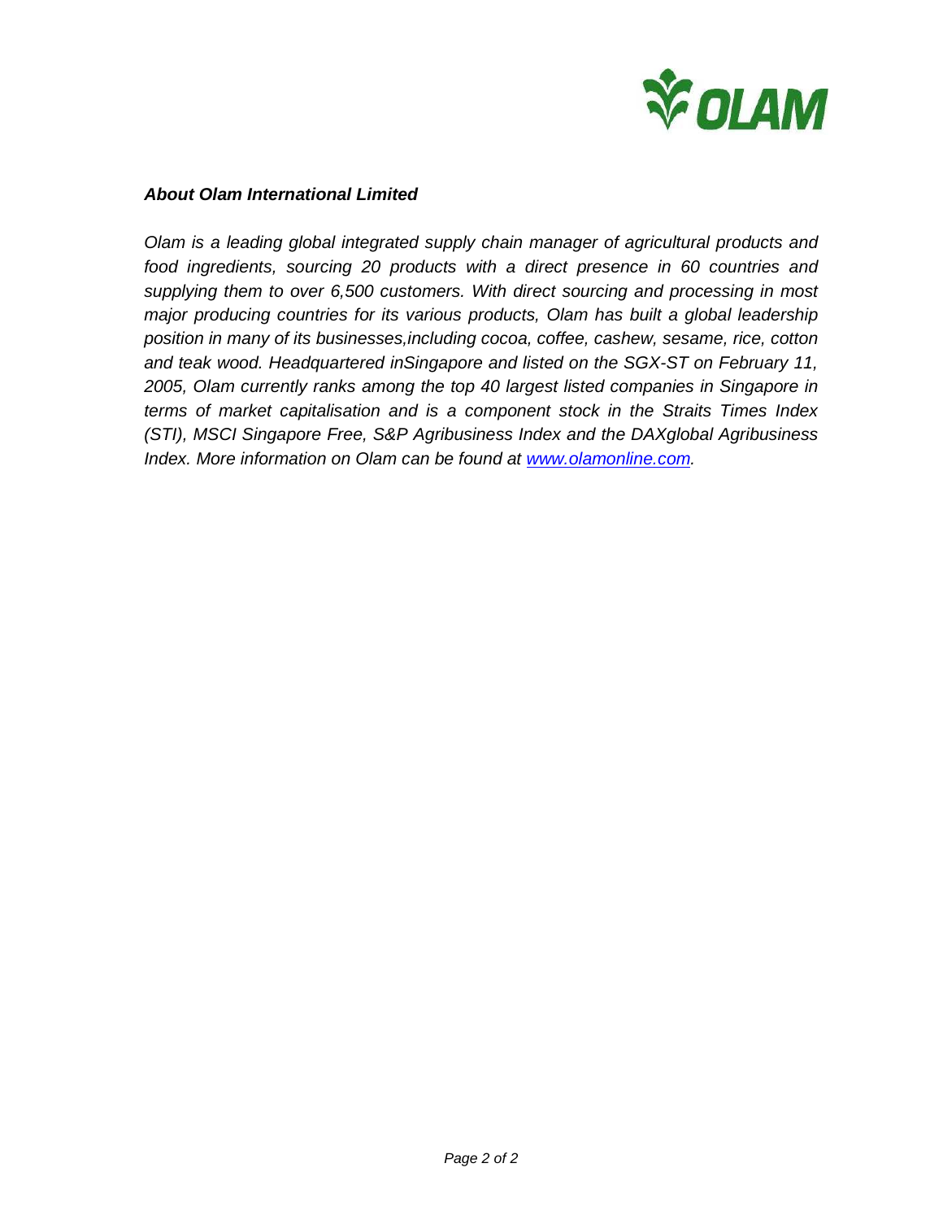***About Olam International Limited***

*Olam is a leading global integrated supply chain manager of agricultural products and food ingredients, sourcing 20 products with a direct presence in 60 countries and supplying them to over 6,500 customers. With direct sourcing and processing in most major producing countries for its various products, Olam has built a global leadership position in many of its businesses,including cocoa, coffee, cashew, sesame, rice, cotton and teak wood. Headquartered inSingapore and listed on the SGX-ST on February 11, 2005, Olam currently ranks among the top 40 largest listed companies in Singapore in terms of market capitalisation and is a component stock in the Straits Times Index (STI), MSCI Singapore Free, S&P Agribusiness Index and the DAXglobal Agribusiness Index. More information on Olam can be found at [www.olamonline.com](http://www.olamonline.com).*